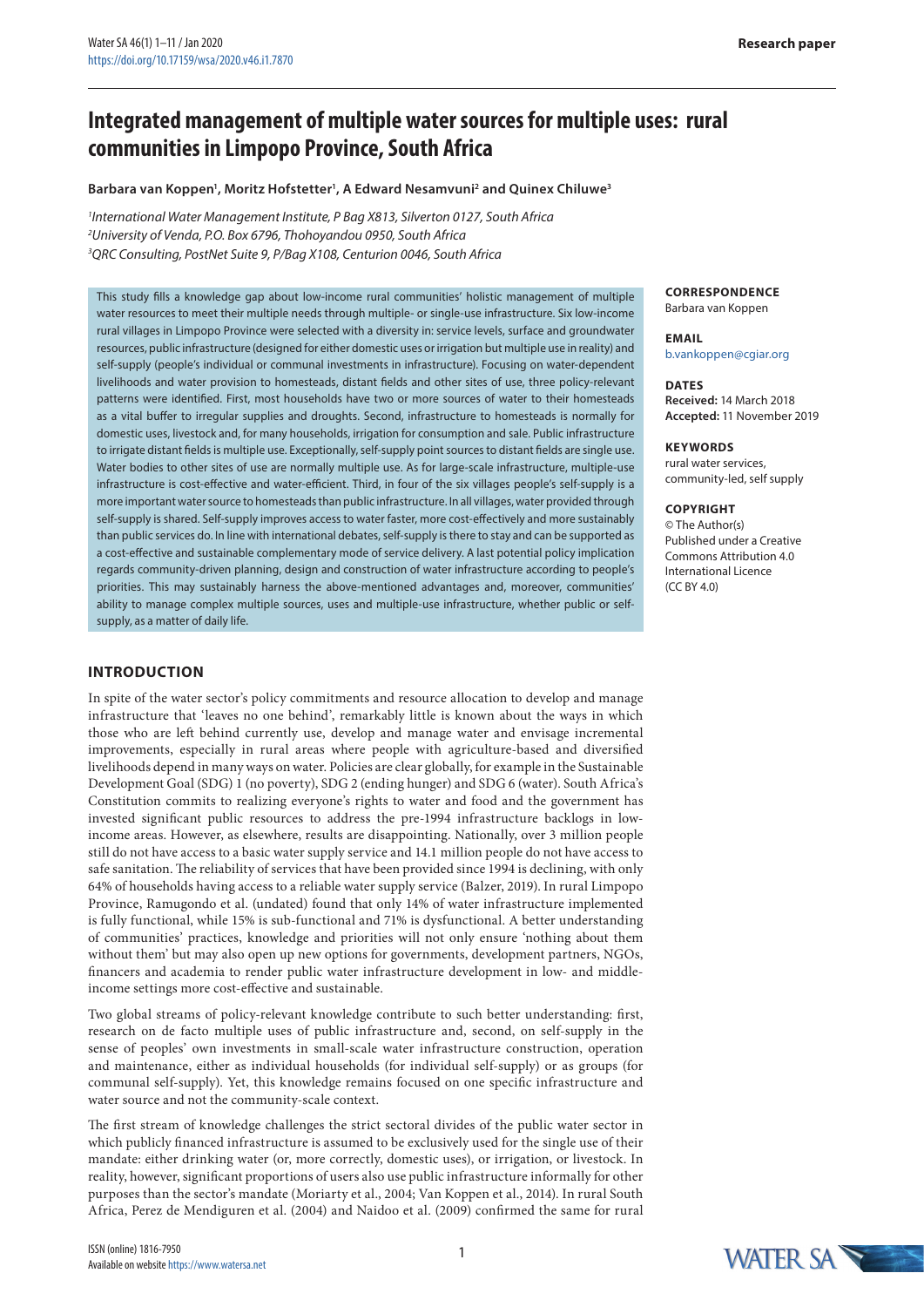# Integrated management of multiple water sources for multiple uses: rural communities in Limpopo Province, South Africa

**Barbara van Koppen[1], Moritz Hofstetter[1], A Edward Nesamvuni[2] and Quinex Chiluwe[3]**

*[1]International Water Management Institute, P Bag X813, Silverton 0127, South Africa*
*[2]University of Venda, P.O. Box 6796, Thohoyandou 0950, South Africa*
*[3]QRC Consulting, PostNet Suite 9, P/Bag X108, Centurion 0046, South Africa*

This study fills a knowledge gap about low-income rural communities' holistic management of multiple water resources to meet their multiple needs through multiple- or single-use infrastructure. Six low-income rural villages in Limpopo Province were selected with a diversity in: service levels, surface and groundwater resources, public infrastructure (designed for either domestic uses or irrigation but multiple use in reality) and self-supply (people's individual or communal investments in infrastructure). Focusing on water-dependent livelihoods and water provision to homesteads, distant fields and other sites of use, three policy-relevant patterns were identified. First, most households have two or more sources of water to their homesteads as a vital buffer to irregular supplies and droughts. Second, infrastructure to homesteads is normally for domestic uses, livestock and, for many households, irrigation for consumption and sale. Public infrastructure to irrigate distant fields is multiple use. Exceptionally, self-supply point sources to distant fields are single use. Water bodies to other sites of use are normally multiple use. As for large-scale infrastructure, multiple-use infrastructure is cost-effective and water-efficient. Third, in four of the six villages people's self-supply is a more important water source to homesteads than public infrastructure. In all villages, water provided through self-supply is shared. Self-supply improves access to water faster, more cost-effectively and more sustainably than public services do. In line with international debates, self-supply is there to stay and can be supported as a cost-effective and sustainable complementary mode of service delivery. A last potential policy implication regards community-driven planning, design and construction of water infrastructure according to people's priorities. This may sustainably harness the above-mentioned advantages and, moreover, communities' ability to manage complex multiple sources, uses and multiple-use infrastructure, whether public or self-supply, as a matter of daily life.

**CORRESPONDENCE**
Barbara van Koppen

**EMAIL**
b.vankoppen@cgiar.org

**DATES**
**Received:** 14 March 2018
**Accepted:** 11 November 2019

**KEYWORDS**
rural water services,
community-led, self supply

**COPYRIGHT**
© The Author(s)
Published under a Creative Commons Attribution 4.0 International Licence (CC BY 4.0)

## INTRODUCTION

In spite of the water sector's policy commitments and resource allocation to develop and manage infrastructure that 'leaves no one behind', remarkably little is known about the ways in which those who are left behind currently use, develop and manage water and envisage incremental improvements, especially in rural areas where people with agriculture-based and diversified livelihoods depend in many ways on water. Policies are clear globally, for example in the Sustainable Development Goal (SDG) 1 (no poverty), SDG 2 (ending hunger) and SDG 6 (water). South Africa's Constitution commits to realizing everyone's rights to water and food and the government has invested significant public resources to address the pre-1994 infrastructure backlogs in low-income areas. However, as elsewhere, results are disappointing. Nationally, over 3 million people still do not have access to a basic water supply service and 14.1 million people do not have access to safe sanitation. The reliability of services that have been provided since 1994 is declining, with only 64% of households having access to a reliable water supply service (Balzer, 2019). In rural Limpopo Province, Ramugondo et al. (undated) found that only 14% of water infrastructure implemented is fully functional, while 15% is sub-functional and 71% is dysfunctional. A better understanding of communities' practices, knowledge and priorities will not only ensure 'nothing about them without them' but may also open up new options for governments, development partners, NGOs, financers and academia to render public water infrastructure development in low- and middle-income settings more cost-effective and sustainable.

Two global streams of policy-relevant knowledge contribute to such better understanding: first, research on de facto multiple uses of public infrastructure and, second, on self-supply in the sense of peoples' own investments in small-scale water infrastructure construction, operation and maintenance, either as individual households (for individual self-supply) or as groups (for communal self-supply). Yet, this knowledge remains focused on one specific infrastructure and water source and not the community-scale context.

The first stream of knowledge challenges the strict sectoral divides of the public water sector in which publicly financed infrastructure is assumed to be exclusively used for the single use of their mandate: either drinking water (or, more correctly, domestic uses), or irrigation, or livestock. In reality, however, significant proportions of users also use public infrastructure informally for other purposes than the sector's mandate (Moriarty et al., 2004; Van Koppen et al., 2014). In rural South Africa, Perez de Mendiguren et al. (2004) and Naidoo et al. (2009) confirmed the same for rural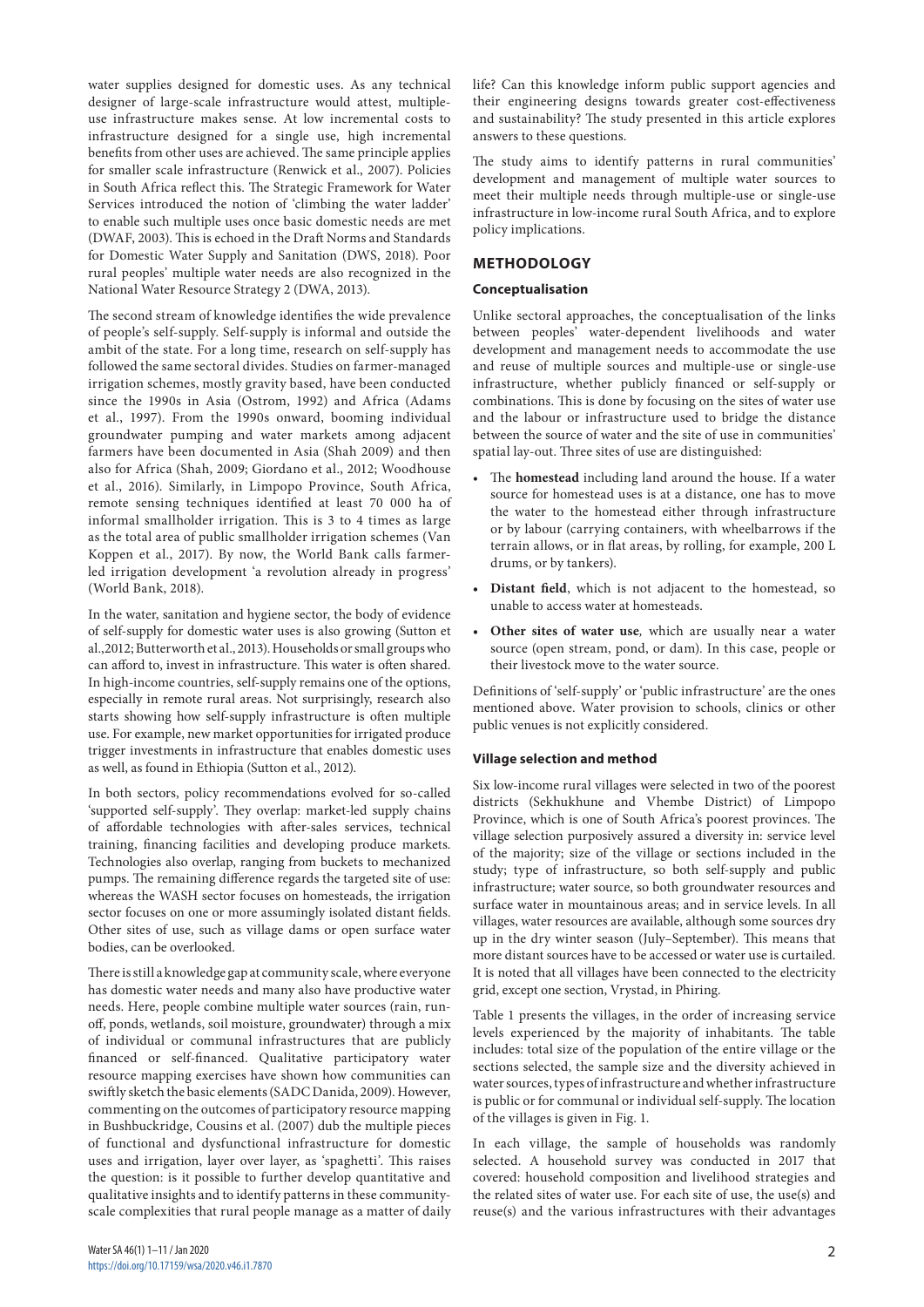water supplies designed for domestic uses. As any technical designer of large-scale infrastructure would attest, multiple-use infrastructure makes sense. At low incremental costs to infrastructure designed for a single use, high incremental benefits from other uses are achieved. The same principle applies for smaller scale infrastructure (Renwick et al., 2007). Policies in South Africa reflect this. The Strategic Framework for Water Services introduced the notion of 'climbing the water ladder' to enable such multiple uses once basic domestic needs are met (DWAF, 2003). This is echoed in the Draft Norms and Standards for Domestic Water Supply and Sanitation (DWS, 2018). Poor rural peoples' multiple water needs are also recognized in the National Water Resource Strategy 2 (DWA, 2013).

The second stream of knowledge identifies the wide prevalence of people's self-supply. Self-supply is informal and outside the ambit of the state. For a long time, research on self-supply has followed the same sectoral divides. Studies on farmer-managed irrigation schemes, mostly gravity based, have been conducted since the 1990s in Asia (Ostrom, 1992) and Africa (Adams et al., 1997). From the 1990s onward, booming individual groundwater pumping and water markets among adjacent farmers have been documented in Asia (Shah 2009) and then also for Africa (Shah, 2009; Giordano et al., 2012; Woodhouse et al., 2016). Similarly, in Limpopo Province, South Africa, remote sensing techniques identified at least 70 000 ha of informal smallholder irrigation. This is 3 to 4 times as large as the total area of public smallholder irrigation schemes (Van Koppen et al., 2017). By now, the World Bank calls farmer-led irrigation development 'a revolution already in progress' (World Bank, 2018).

In the water, sanitation and hygiene sector, the body of evidence of self-supply for domestic water uses is also growing (Sutton et al.,2012; Butterworth et al., 2013). Households or small groups who can afford to, invest in infrastructure. This water is often shared. In high-income countries, self-supply remains one of the options, especially in remote rural areas. Not surprisingly, research also starts showing how self-supply infrastructure is often multiple use. For example, new market opportunities for irrigated produce trigger investments in infrastructure that enables domestic uses as well, as found in Ethiopia (Sutton et al., 2012).

In both sectors, policy recommendations evolved for so-called 'supported self-supply'. They overlap: market-led supply chains of affordable technologies with after-sales services, technical training, financing facilities and developing produce markets. Technologies also overlap, ranging from buckets to mechanized pumps. The remaining difference regards the targeted site of use: whereas the WASH sector focuses on homesteads, the irrigation sector focuses on one or more assumingly isolated distant fields. Other sites of use, such as village dams or open surface water bodies, can be overlooked.

There is still a knowledge gap at community scale, where everyone has domestic water needs and many also have productive water needs. Here, people combine multiple water sources (rain, run-off, ponds, wetlands, soil moisture, groundwater) through a mix of individual or communal infrastructures that are publicly financed or self-financed. Qualitative participatory water resource mapping exercises have shown how communities can swiftly sketch the basic elements (SADC Danida, 2009). However, commenting on the outcomes of participatory resource mapping in Bushbuckridge, Cousins et al. (2007) dub the multiple pieces of functional and dysfunctional infrastructure for domestic uses and irrigation, layer over layer, as 'spaghetti'. This raises the question: is it possible to further develop quantitative and qualitative insights and to identify patterns in these community-scale complexities that rural people manage as a matter of daily life? Can this knowledge inform public support agencies and their engineering designs towards greater cost-effectiveness and sustainability? The study presented in this article explores answers to these questions.

The study aims to identify patterns in rural communities' development and management of multiple water sources to meet their multiple needs through multiple-use or single-use infrastructure in low-income rural South Africa, and to explore policy implications.

## METHODOLOGY

### Conceptualisation

Unlike sectoral approaches, the conceptualisation of the links between peoples' water-dependent livelihoods and water development and management needs to accommodate the use and reuse of multiple sources and multiple-use or single-use infrastructure, whether publicly financed or self-supply or combinations. This is done by focusing on the sites of water use and the labour or infrastructure used to bridge the distance between the source of water and the site of use in communities' spatial lay-out. Three sites of use are distinguished:

- The **homestead** including land around the house. If a water source for homestead uses is at a distance, one has to move the water to the homestead either through infrastructure or by labour (carrying containers, with wheelbarrows if the terrain allows, or in flat areas, by rolling, for example, 200 L drums, or by tankers).
- **Distant field**, which is not adjacent to the homestead, so unable to access water at homesteads.
- **Other sites of water use***,* which are usually near a water source (open stream, pond, or dam). In this case, people or their livestock move to the water source.

Definitions of 'self-supply' or 'public infrastructure' are the ones mentioned above. Water provision to schools, clinics or other public venues is not explicitly considered.

### Village selection and method

Six low-income rural villages were selected in two of the poorest districts (Sekhukhune and Vhembe District) of Limpopo Province, which is one of South Africa's poorest provinces. The village selection purposively assured a diversity in: service level of the majority; size of the village or sections included in the study; type of infrastructure, so both self-supply and public infrastructure; water source, so both groundwater resources and surface water in mountainous areas; and in service levels. In all villages, water resources are available, although some sources dry up in the dry winter season (July–September). This means that more distant sources have to be accessed or water use is curtailed. It is noted that all villages have been connected to the electricity grid, except one section, Vrystad, in Phiring.

Table 1 presents the villages, in the order of increasing service levels experienced by the majority of inhabitants. The table includes: total size of the population of the entire village or the sections selected, the sample size and the diversity achieved in water sources, types of infrastructure and whether infrastructure is public or for communal or individual self-supply. The location of the villages is given in Fig. 1.

In each village, the sample of households was randomly selected. A household survey was conducted in 2017 that covered: household composition and livelihood strategies and the related sites of water use. For each site of use, the use(s) and reuse(s) and the various infrastructures with their advantages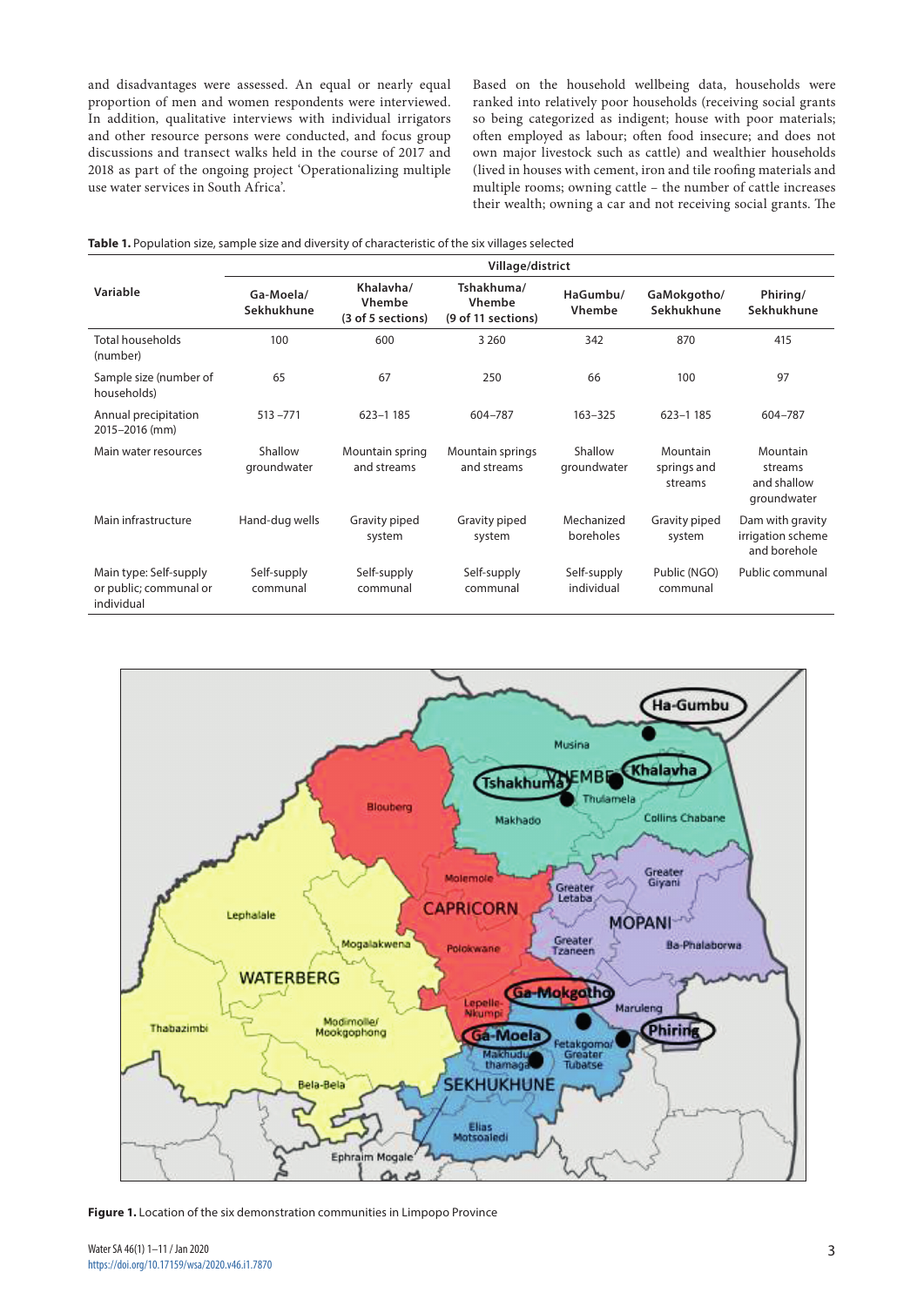and disadvantages were assessed. An equal or nearly equal proportion of men and women respondents were interviewed. In addition, qualitative interviews with individual irrigators and other resource persons were conducted, and focus group discussions and transect walks held in the course of 2017 and 2018 as part of the ongoing project 'Operationalizing multiple use water services in South Africa'.

Based on the household wellbeing data, households were ranked into relatively poor households (receiving social grants so being categorized as indigent; house with poor materials; often employed as labour; often food insecure; and does not own major livestock such as cattle) and wealthier households (lived in houses with cement, iron and tile roofing materials and multiple rooms; owning cattle – the number of cattle increases their wealth; owning a car and not receiving social grants. The

**Table 1.** Population size, sample size and diversity of characteristic of the six villages selected

| Variable | Village/district | | | | | |
|---|---|---|---|---|---|---|
| | Ga-Moela/ Sekhukhune | Khalavha/ Vhembe (3 of 5 sections) | Tshakhuma/ Vhembe (9 of 11 sections) | HaGumbu/ Vhembe | GaMokgotho/ Sekhukhune | Phiring/ Sekhukhune |
| Total households (number) | 100 | 600 | 3 260 | 342 | 870 | 415 |
| Sample size (number of households) | 65 | 67 | 250 | 66 | 100 | 97 |
| Annual precipitation 2015–2016 (mm) | 513 –771 | 623–1 185 | 604–787 | 163–325 | 623–1 185 | 604–787 |
| Main water resources | Shallow groundwater | Mountain spring and streams | Mountain springs and streams | Shallow groundwater | Mountain springs and streams | Mountain streams and shallow groundwater |
| Main infrastructure | Hand-dug wells | Gravity piped system | Gravity piped system | Mechanized boreholes | Gravity piped system | Dam with gravity irrigation scheme and borehole |
| Main type: Self-supply or public; communal or individual | Self-supply communal | Self-supply communal | Self-supply communal | Self-supply individual | Public (NGO) communal | Public communal |

**Figure 1.** Location of the six demonstration communities in Limpopo Province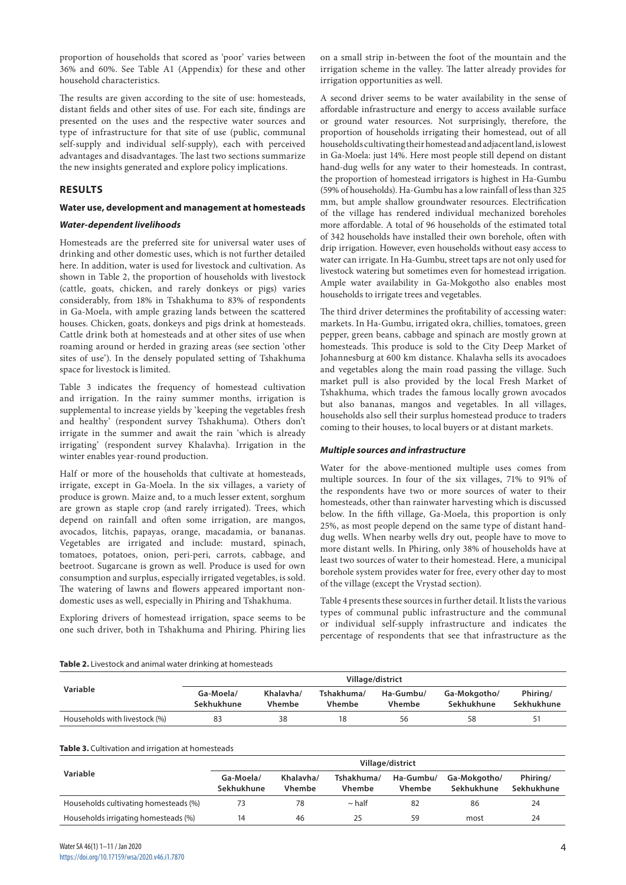proportion of households that scored as 'poor' varies between 36% and 60%. See Table A1 (Appendix) for these and other household characteristics.

The results are given according to the site of use: homesteads, distant fields and other sites of use. For each site, findings are presented on the uses and the respective water sources and type of infrastructure for that site of use (public, communal self-supply and individual self-supply), each with perceived advantages and disadvantages. The last two sections summarize the new insights generated and explore policy implications.

## RESULTS

### Water use, development and management at homesteads

#### *Water-dependent livelihoods*

Homesteads are the preferred site for universal water uses of drinking and other domestic uses, which is not further detailed here. In addition, water is used for livestock and cultivation. As shown in Table 2, the proportion of households with livestock (cattle, goats, chicken, and rarely donkeys or pigs) varies considerably, from 18% in Tshakhuma to 83% of respondents in Ga-Moela, with ample grazing lands between the scattered houses. Chicken, goats, donkeys and pigs drink at homesteads. Cattle drink both at homesteads and at other sites of use when roaming around or herded in grazing areas (see section 'other sites of use'). In the densely populated setting of Tshakhuma space for livestock is limited.

Table 3 indicates the frequency of homestead cultivation and irrigation. In the rainy summer months, irrigation is supplemental to increase yields by 'keeping the vegetables fresh and healthy' (respondent survey Tshakhuma). Others don't irrigate in the summer and await the rain 'which is already irrigating' (respondent survey Khalavha). Irrigation in the winter enables year-round production.

Half or more of the households that cultivate at homesteads, irrigate, except in Ga-Moela. In the six villages, a variety of produce is grown. Maize and, to a much lesser extent, sorghum are grown as staple crop (and rarely irrigated). Trees, which depend on rainfall and often some irrigation, are mangos, avocados, litchis, papayas, orange, macadamia, or bananas. Vegetables are irrigated and include: mustard, spinach, tomatoes, potatoes, onion, peri-peri, carrots, cabbage, and beetroot. Sugarcane is grown as well. Produce is used for own consumption and surplus, especially irrigated vegetables, is sold. The watering of lawns and flowers appeared important non-domestic uses as well, especially in Phiring and Tshakhuma.

Exploring drivers of homestead irrigation, space seems to be one such driver, both in Tshakhuma and Phiring. Phiring lies on a small strip in-between the foot of the mountain and the irrigation scheme in the valley. The latter already provides for irrigation opportunities as well.

A second driver seems to be water availability in the sense of affordable infrastructure and energy to access available surface or ground water resources. Not surprisingly, therefore, the proportion of households irrigating their homestead, out of all households cultivating their homestead and adjacent land, is lowest in Ga-Moela: just 14%. Here most people still depend on distant hand-dug wells for any water to their homesteads. In contrast, the proportion of homestead irrigators is highest in Ha-Gumbu (59% of households). Ha-Gumbu has a low rainfall of less than 325 mm, but ample shallow groundwater resources. Electrification of the village has rendered individual mechanized boreholes more affordable. A total of 96 households of the estimated total of 342 households have installed their own borehole, often with drip irrigation. However, even households without easy access to water can irrigate. In Ha-Gumbu, street taps are not only used for livestock watering but sometimes even for homestead irrigation. Ample water availability in Ga-Mokgotho also enables most households to irrigate trees and vegetables.

The third driver determines the profitability of accessing water: markets. In Ha-Gumbu, irrigated okra, chillies, tomatoes, green pepper, green beans, cabbage and spinach are mostly grown at homesteads. This produce is sold to the City Deep Market of Johannesburg at 600 km distance. Khalavha sells its avocadoes and vegetables along the main road passing the village. Such market pull is also provided by the local Fresh Market of Tshakhuma, which trades the famous locally grown avocados but also bananas, mangos and vegetables. In all villages, households also sell their surplus homestead produce to traders coming to their houses, to local buyers or at distant markets.

#### *Multiple sources and infrastructure*

Water for the above-mentioned multiple uses comes from multiple sources. In four of the six villages, 71% to 91% of the respondents have two or more sources of water to their homesteads, other than rainwater harvesting which is discussed below. In the fifth village, Ga-Moela, this proportion is only 25%, as most people depend on the same type of distant hand-dug wells. When nearby wells dry out, people have to move to more distant wells. In Phiring, only 38% of households have at least two sources of water to their homestead. Here, a municipal borehole system provides water for free, every other day to most of the village (except the Vrystad section).

Table 4 presents these sources in further detail. It lists the various types of communal public infrastructure and the communal or individual self-supply infrastructure and indicates the percentage of respondents that see that infrastructure as the

**Table 2.** Livestock and animal water drinking at homesteads

| Variable | Village/district | | | | | |
|---|---|---|---|---|---|---|
| | Ga-Moela/ Sekhukhune | Khalavha/ Vhembe | Tshakhuma/ Vhembe | Ha-Gumbu/ Vhembe | Ga-Mokgotho/ Sekhukhune | Phiring/ Sekhukhune |
| Households with livestock (%) | 83 | 38 | 18 | 56 | 58 | 51 |

**Table 3.** Cultivation and irrigation at homesteads

| Variable | Village/district | | | | | |
|---|---|---|---|---|---|---|
| | Ga-Moela/ Sekhukhune | Khalavha/ Vhembe | Tshakhuma/ Vhembe | Ha-Gumbu/ Vhembe | Ga-Mokgotho/ Sekhukhune | Phiring/ Sekhukhune |
| Households cultivating homesteads (%) | 73 | 78 | ~ half | 82 | 86 | 24 |
| Households irrigating homesteads (%) | 14 | 46 | 25 | 59 | most | 24 |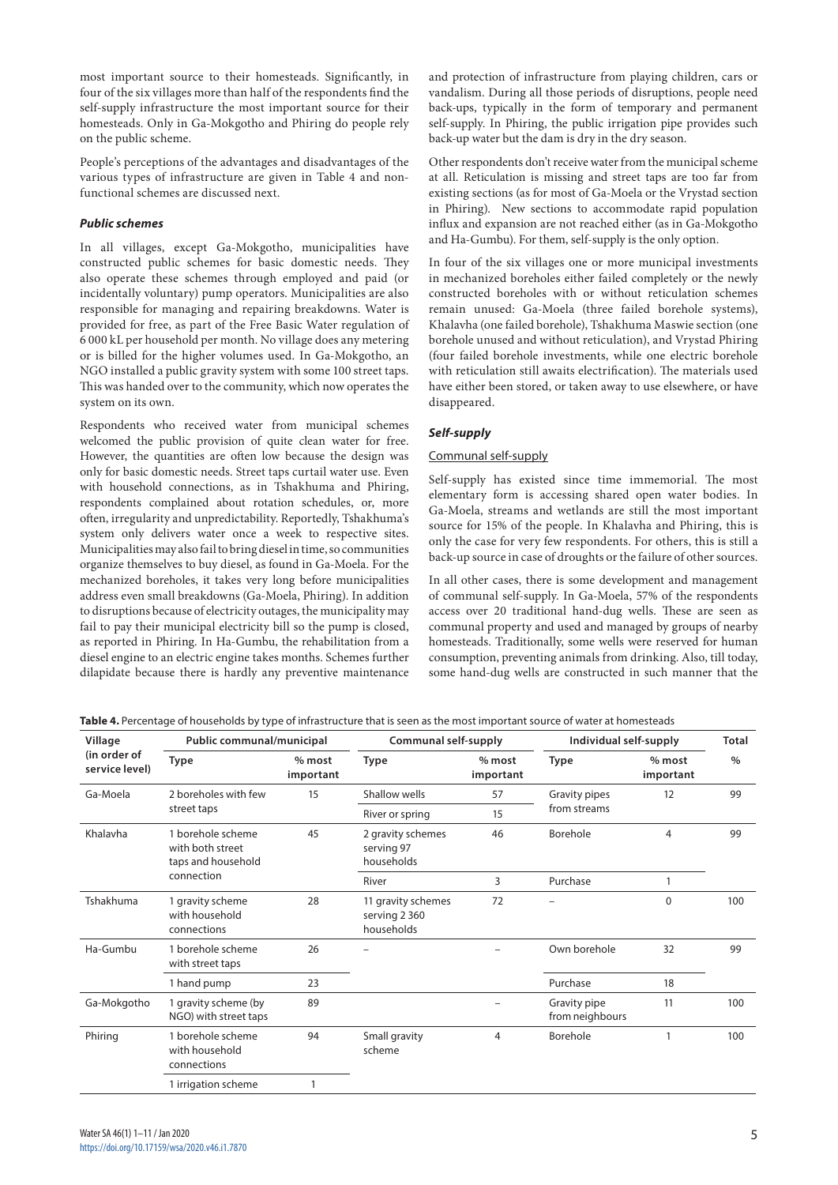most important source to their homesteads. Significantly, in four of the six villages more than half of the respondents find the self-supply infrastructure the most important source for their homesteads. Only in Ga-Mokgotho and Phiring do people rely on the public scheme.

People's perceptions of the advantages and disadvantages of the various types of infrastructure are given in Table 4 and non-functional schemes are discussed next.

### *Public schemes*

In all villages, except Ga-Mokgotho, municipalities have constructed public schemes for basic domestic needs. They also operate these schemes through employed and paid (or incidentally voluntary) pump operators. Municipalities are also responsible for managing and repairing breakdowns. Water is provided for free, as part of the Free Basic Water regulation of 6 000 kL per household per month. No village does any metering or is billed for the higher volumes used. In Ga-Mokgotho, an NGO installed a public gravity system with some 100 street taps. This was handed over to the community, which now operates the system on its own.

Respondents who received water from municipal schemes welcomed the public provision of quite clean water for free. However, the quantities are often low because the design was only for basic domestic needs. Street taps curtail water use. Even with household connections, as in Tshakhuma and Phiring, respondents complained about rotation schedules, or, more often, irregularity and unpredictability. Reportedly, Tshakhuma's system only delivers water once a week to respective sites. Municipalities may also fail to bring diesel in time, so communities organize themselves to buy diesel, as found in Ga-Moela. For the mechanized boreholes, it takes very long before municipalities address even small breakdowns (Ga-Moela, Phiring). In addition to disruptions because of electricity outages, the municipality may fail to pay their municipal electricity bill so the pump is closed, as reported in Phiring. In Ha-Gumbu, the rehabilitation from a diesel engine to an electric engine takes months. Schemes further dilapidate because there is hardly any preventive maintenance and protection of infrastructure from playing children, cars or vandalism. During all those periods of disruptions, people need back-ups, typically in the form of temporary and permanent self-supply. In Phiring, the public irrigation pipe provides such back-up water but the dam is dry in the dry season.

Other respondents don't receive water from the municipal scheme at all. Reticulation is missing and street taps are too far from existing sections (as for most of Ga-Moela or the Vrystad section in Phiring). New sections to accommodate rapid population influx and expansion are not reached either (as in Ga-Mokgotho and Ha-Gumbu). For them, self-supply is the only option.

In four of the six villages one or more municipal investments in mechanized boreholes either failed completely or the newly constructed boreholes with or without reticulation schemes remain unused: Ga-Moela (three failed borehole systems), Khalavha (one failed borehole), Tshakhuma Maswie section (one borehole unused and without reticulation), and Vrystad Phiring (four failed borehole investments, while one electric borehole with reticulation still awaits electrification). The materials used have either been stored, or taken away to use elsewhere, or have disappeared.

### *Self-supply*

Communal self-supply

Self-supply has existed since time immemorial. The most elementary form is accessing shared open water bodies. In Ga-Moela, streams and wetlands are still the most important source for 15% of the people. In Khalavha and Phiring, this is only the case for very few respondents. For others, this is still a back-up source in case of droughts or the failure of other sources.

In all other cases, there is some development and management of communal self-supply. In Ga-Moela, 57% of the respondents access over 20 traditional hand-dug wells. These are seen as communal property and used and managed by groups of nearby homesteads. Traditionally, some wells were reserved for human consumption, preventing animals from drinking. Also, till today, some hand-dug wells are constructed in such manner that the

**Table 4.** Percentage of households by type of infrastructure that is seen as the most important source of water at homesteads

| Village (in order of service level) | Public communal/municipal | | Communal self-supply | | Individual self-supply | | Total |
|---|---|---|---|---|---|---|---|
| | Type | % most important | Type | % most important | Type | % most important | % |
| Ga-Moela | 2 boreholes with few street taps | 15 | Shallow wells | 57 | Gravity pipes from streams | 12 | 99 |
| | | | River or spring | 15 | | | |
| Khalavha | 1 borehole scheme with both street taps and household connection | 45 | 2 gravity schemes serving 97 households | 46 | Borehole | 4 | 99 |
| | | | River | 3 | Purchase | 1 | |
| Tshakhuma | 1 gravity scheme with household connections | 28 | 11 gravity schemes serving 2 360 households | 72 | – | 0 | 100 |
| Ha-Gumbu | 1 borehole scheme with street taps | 26 | – | – | Own borehole | 32 | 99 |
| | 1 hand pump | 23 | | | Purchase | 18 | |
| Ga-Mokgotho | 1 gravity scheme (by NGO) with street taps | 89 | | – | Gravity pipe from neighbours | 11 | 100 |
| Phiring | 1 borehole scheme with household connections | 94 | Small gravity scheme | 4 | Borehole | 1 | 100 |
| | 1 irrigation scheme | 1 | | | | | |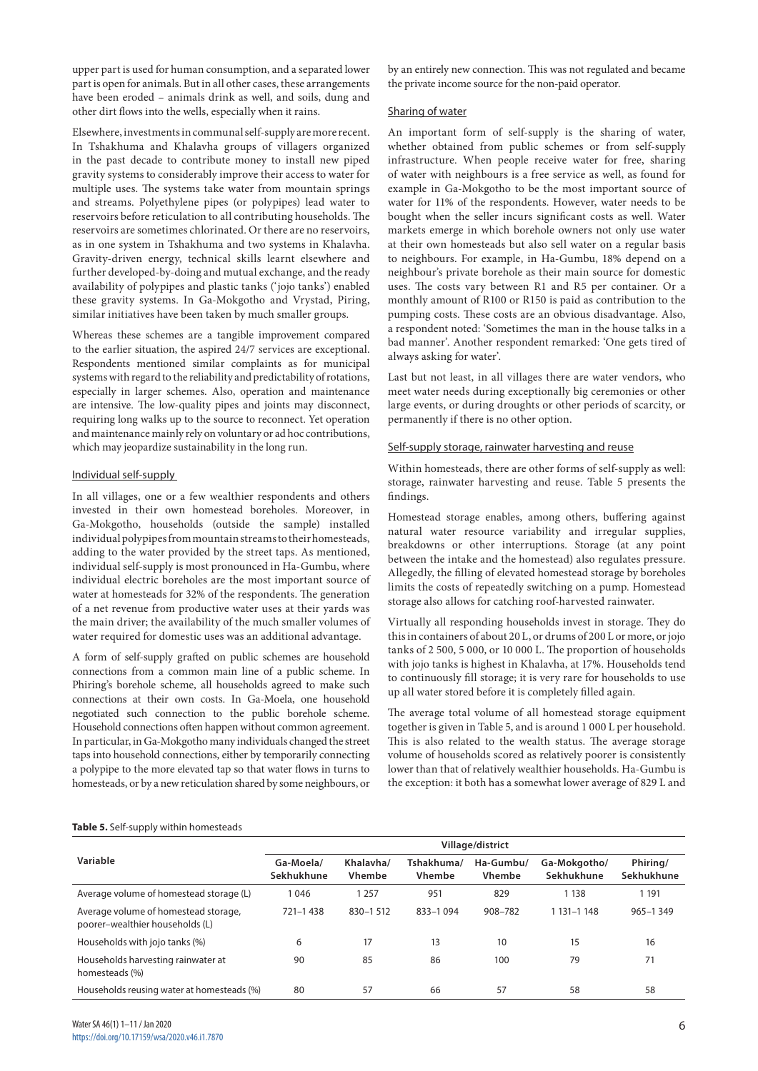upper part is used for human consumption, and a separated lower part is open for animals. But in all other cases, these arrangements have been eroded – animals drink as well, and soils, dung and other dirt flows into the wells, especially when it rains.

Elsewhere, investments in communal self-supply are more recent. In Tshakhuma and Khalavha groups of villagers organized in the past decade to contribute money to install new piped gravity systems to considerably improve their access to water for multiple uses. The systems take water from mountain springs and streams. Polyethylene pipes (or polypipes) lead water to reservoirs before reticulation to all contributing households. The reservoirs are sometimes chlorinated. Or there are no reservoirs, as in one system in Tshakhuma and two systems in Khalavha. Gravity-driven energy, technical skills learnt elsewhere and further developed-by-doing and mutual exchange, and the ready availability of polypipes and plastic tanks ('jojo tanks') enabled these gravity systems. In Ga-Mokgotho and Vrystad, Piring, similar initiatives have been taken by much smaller groups.

Whereas these schemes are a tangible improvement compared to the earlier situation, the aspired 24/7 services are exceptional. Respondents mentioned similar complaints as for municipal systems with regard to the reliability and predictability of rotations, especially in larger schemes. Also, operation and maintenance are intensive. The low-quality pipes and joints may disconnect, requiring long walks up to the source to reconnect. Yet operation and maintenance mainly rely on voluntary or ad hoc contributions, which may jeopardize sustainability in the long run.

#### Individual self-supply

In all villages, one or a few wealthier respondents and others invested in their own homestead boreholes. Moreover, in Ga-Mokgotho, households (outside the sample) installed individual polypipes from mountain streams to their homesteads, adding to the water provided by the street taps. As mentioned, individual self-supply is most pronounced in Ha-Gumbu, where individual electric boreholes are the most important source of water at homesteads for 32% of the respondents. The generation of a net revenue from productive water uses at their yards was the main driver; the availability of the much smaller volumes of water required for domestic uses was an additional advantage.

A form of self-supply grafted on public schemes are household connections from a common main line of a public scheme. In Phiring's borehole scheme, all households agreed to make such connections at their own costs. In Ga-Moela, one household negotiated such connection to the public borehole scheme. Household connections often happen without common agreement. In particular, in Ga-Mokgotho many individuals changed the street taps into household connections, either by temporarily connecting a polypipe to the more elevated tap so that water flows in turns to homesteads, or by a new reticulation shared by some neighbours, or by an entirely new connection. This was not regulated and became the private income source for the non-paid operator.

#### Sharing of water

An important form of self-supply is the sharing of water, whether obtained from public schemes or from self-supply infrastructure. When people receive water for free, sharing of water with neighbours is a free service as well, as found for example in Ga-Mokgotho to be the most important source of water for 11% of the respondents. However, water needs to be bought when the seller incurs significant costs as well. Water markets emerge in which borehole owners not only use water at their own homesteads but also sell water on a regular basis to neighbours. For example, in Ha-Gumbu, 18% depend on a neighbour's private borehole as their main source for domestic uses. The costs vary between R1 and R5 per container. Or a monthly amount of R100 or R150 is paid as contribution to the pumping costs. These costs are an obvious disadvantage. Also, a respondent noted: 'Sometimes the man in the house talks in a bad manner'. Another respondent remarked: 'One gets tired of always asking for water'.

Last but not least, in all villages there are water vendors, who meet water needs during exceptionally big ceremonies or other large events, or during droughts or other periods of scarcity, or permanently if there is no other option.

#### Self-supply storage, rainwater harvesting and reuse

Within homesteads, there are other forms of self-supply as well: storage, rainwater harvesting and reuse. Table 5 presents the findings.

Homestead storage enables, among others, buffering against natural water resource variability and irregular supplies, breakdowns or other interruptions. Storage (at any point between the intake and the homestead) also regulates pressure. Allegedly, the filling of elevated homestead storage by boreholes limits the costs of repeatedly switching on a pump. Homestead storage also allows for catching roof-harvested rainwater.

Virtually all responding households invest in storage. They do this in containers of about 20 L, or drums of 200 L or more, or jojo tanks of 2 500, 5 000, or 10 000 L. The proportion of households with jojo tanks is highest in Khalavha, at 17%. Households tend to continuously fill storage; it is very rare for households to use up all water stored before it is completely filled again.

The average total volume of all homestead storage equipment together is given in Table 5, and is around 1 000 L per household. This is also related to the wealth status. The average storage volume of households scored as relatively poorer is consistently lower than that of relatively wealthier households. Ha-Gumbu is the exception: it both has a somewhat lower average of 829 L and

**Table 5.** Self-supply within homesteads

| Variable | Village/district | | | | | |
|---|---|---|---|---|---|---|
| | Ga-Moela/ Sekhukhune | Khalavha/ Vhembe | Tshakhuma/ Vhembe | Ha-Gumbu/ Vhembe | Ga-Mokgotho/ Sekhukhune | Phiring/ Sekhukhune |
| Average volume of homestead storage (L) | 1 046 | 1 257 | 951 | 829 | 1 138 | 1 191 |
| Average volume of homestead storage, poorer–wealthier households (L) | 721–1 438 | 830–1 512 | 833–1 094 | 908–782 | 1 131–1 148 | 965–1 349 |
| Households with jojo tanks (%) | 6 | 17 | 13 | 10 | 15 | 16 |
| Households harvesting rainwater at homesteads (%) | 90 | 85 | 86 | 100 | 79 | 71 |
| Households reusing water at homesteads (%) | 80 | 57 | 66 | 57 | 58 | 58 |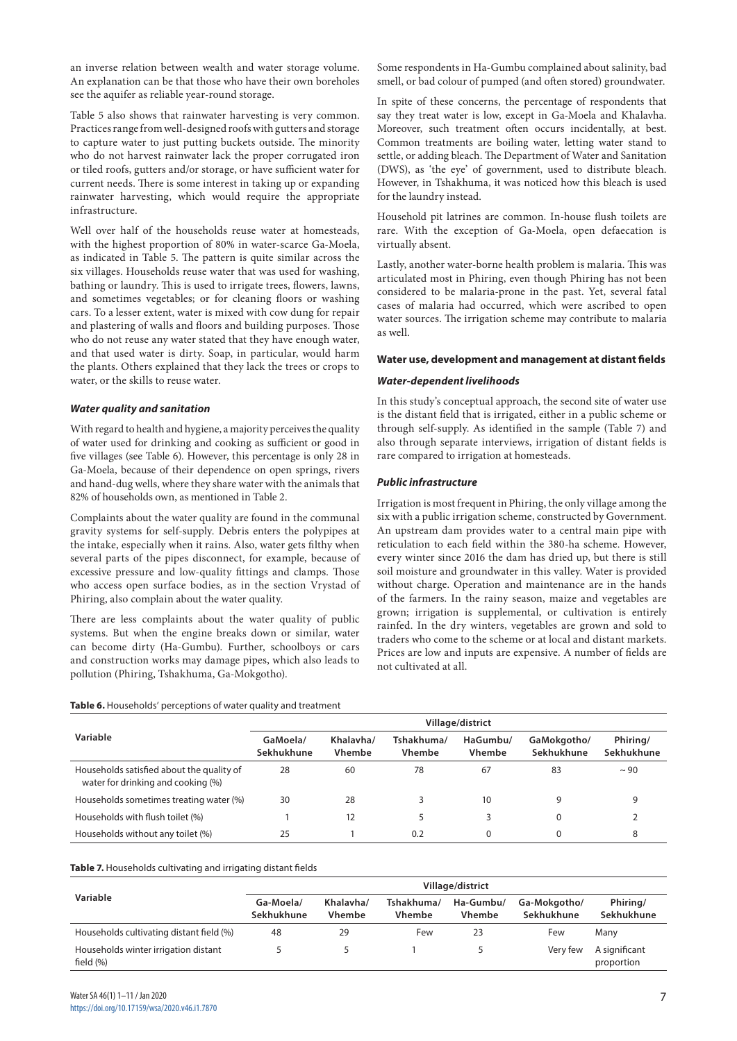an inverse relation between wealth and water storage volume. An explanation can be that those who have their own boreholes see the aquifer as reliable year-round storage.

Table 5 also shows that rainwater harvesting is very common. Practices range from well-designed roofs with gutters and storage to capture water to just putting buckets outside. The minority who do not harvest rainwater lack the proper corrugated iron or tiled roofs, gutters and/or storage, or have sufficient water for current needs. There is some interest in taking up or expanding rainwater harvesting, which would require the appropriate infrastructure.

Well over half of the households reuse water at homesteads, with the highest proportion of 80% in water-scarce Ga-Moela, as indicated in Table 5. The pattern is quite similar across the six villages. Households reuse water that was used for washing, bathing or laundry. This is used to irrigate trees, flowers, lawns, and sometimes vegetables; or for cleaning floors or washing cars. To a lesser extent, water is mixed with cow dung for repair and plastering of walls and floors and building purposes. Those who do not reuse any water stated that they have enough water, and that used water is dirty. Soap, in particular, would harm the plants. Others explained that they lack the trees or crops to water, or the skills to reuse water.

### *Water quality and sanitation*

With regard to health and hygiene, a majority perceives the quality of water used for drinking and cooking as sufficient or good in five villages (see Table 6). However, this percentage is only 28 in Ga-Moela, because of their dependence on open springs, rivers and hand-dug wells, where they share water with the animals that 82% of households own, as mentioned in Table 2.

Complaints about the water quality are found in the communal gravity systems for self-supply. Debris enters the polypipes at the intake, especially when it rains. Also, water gets filthy when several parts of the pipes disconnect, for example, because of excessive pressure and low-quality fittings and clamps. Those who access open surface bodies, as in the section Vrystad of Phiring, also complain about the water quality.

There are less complaints about the water quality of public systems. But when the engine breaks down or similar, water can become dirty (Ha-Gumbu). Further, schoolboys or cars and construction works may damage pipes, which also leads to pollution (Phiring, Tshakhuma, Ga-Mokgotho).

Some respondents in Ha-Gumbu complained about salinity, bad smell, or bad colour of pumped (and often stored) groundwater.

In spite of these concerns, the percentage of respondents that say they treat water is low, except in Ga-Moela and Khalavha. Moreover, such treatment often occurs incidentally, at best. Common treatments are boiling water, letting water stand to settle, or adding bleach. The Department of Water and Sanitation (DWS), as 'the eye' of government, used to distribute bleach. However, in Tshakhuma, it was noticed how this bleach is used for the laundry instead.

Household pit latrines are common. In-house flush toilets are rare. With the exception of Ga-Moela, open defaecation is virtually absent.

Lastly, another water-borne health problem is malaria. This was articulated most in Phiring, even though Phiring has not been considered to be malaria-prone in the past. Yet, several fatal cases of malaria had occurred, which were ascribed to open water sources. The irrigation scheme may contribute to malaria as well.

## Water use, development and management at distant fields

### *Water-dependent livelihoods*

In this study's conceptual approach, the second site of water use is the distant field that is irrigated, either in a public scheme or through self-supply. As identified in the sample (Table 7) and also through separate interviews, irrigation of distant fields is rare compared to irrigation at homesteads.

### *Public infrastructure*

Irrigation is most frequent in Phiring, the only village among the six with a public irrigation scheme, constructed by Government. An upstream dam provides water to a central main pipe with reticulation to each field within the 380-ha scheme. However, every winter since 2016 the dam has dried up, but there is still soil moisture and groundwater in this valley. Water is provided without charge. Operation and maintenance are in the hands of the farmers. In the rainy season, maize and vegetables are grown; irrigation is supplemental, or cultivation is entirely rainfed. In the dry winters, vegetables are grown and sold to traders who come to the scheme or at local and distant markets. Prices are low and inputs are expensive. A number of fields are not cultivated at all.

**Table 6.** Households' perceptions of water quality and treatment

| Variable | Village/district | | | | | |
|---|---|---|---|---|---|---|
| | GaMoela/ Sekhukhune | Khalavha/ Vhembe | Tshakhuma/ Vhembe | HaGumbu/ Vhembe | GaMokgotho/ Sekhukhune | Phiring/ Sekhukhune |
| Households satisfied about the quality of water for drinking and cooking (%) | 28 | 60 | 78 | 67 | 83 | ~ 90 |
| Households sometimes treating water (%) | 30 | 28 | 3 | 10 | 9 | 9 |
| Households with flush toilet (%) | 1 | 12 | 5 | 3 | 0 | 2 |
| Households without any toilet (%) | 25 | 1 | 0.2 | 0 | 0 | 8 |

**Table 7.** Households cultivating and irrigating distant fields

| Variable | Village/district | | | | | |
|---|---|---|---|---|---|---|
| | Ga-Moela/ Sekhukhune | Khalavha/ Vhembe | Tshakhuma/ Vhembe | Ha-Gumbu/ Vhembe | Ga-Mokgotho/ Sekhukhune | Phiring/ Sekhukhune |
| Households cultivating distant field (%) | 48 | 29 | Few | 23 | Few | Many |
| Households winter irrigation distant field (%) | 5 | 5 | 1 | 5 | Very few | A significant proportion |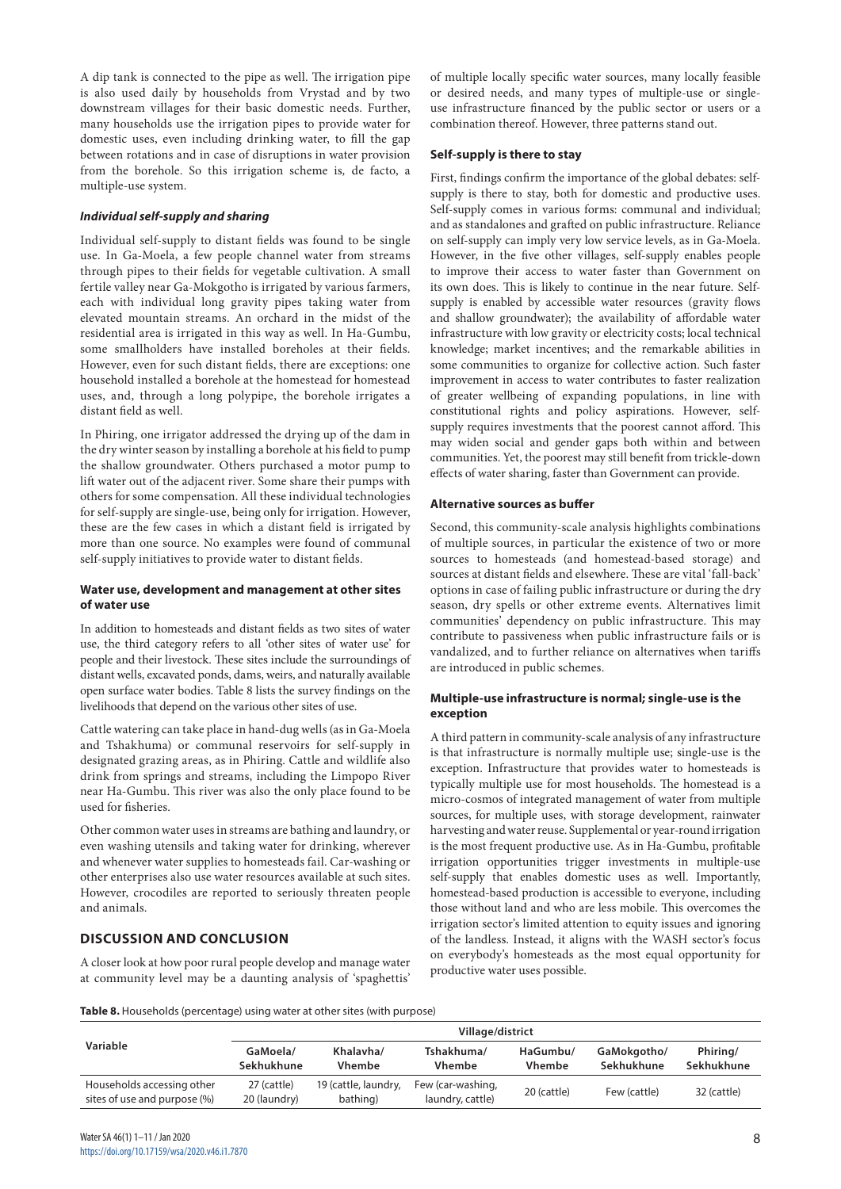A dip tank is connected to the pipe as well. The irrigation pipe is also used daily by households from Vrystad and by two downstream villages for their basic domestic needs. Further, many households use the irrigation pipes to provide water for domestic uses, even including drinking water, to fill the gap between rotations and in case of disruptions in water provision from the borehole. So this irrigation scheme is, de facto, a multiple-use system.

#### *Individual self-supply and sharing*

Individual self-supply to distant fields was found to be single use. In Ga-Moela, a few people channel water from streams through pipes to their fields for vegetable cultivation. A small fertile valley near Ga-Mokgotho is irrigated by various farmers, each with individual long gravity pipes taking water from elevated mountain streams. An orchard in the midst of the residential area is irrigated in this way as well. In Ha-Gumbu, some smallholders have installed boreholes at their fields. However, even for such distant fields, there are exceptions: one household installed a borehole at the homestead for homestead uses, and, through a long polypipe, the borehole irrigates a distant field as well.

In Phiring, one irrigator addressed the drying up of the dam in the dry winter season by installing a borehole at his field to pump the shallow groundwater. Others purchased a motor pump to lift water out of the adjacent river. Some share their pumps with others for some compensation. All these individual technologies for self-supply are single-use, being only for irrigation. However, these are the few cases in which a distant field is irrigated by more than one source. No examples were found of communal self-supply initiatives to provide water to distant fields.

### Water use, development and management at other sites of water use

In addition to homesteads and distant fields as two sites of water use, the third category refers to all 'other sites of water use' for people and their livestock. These sites include the surroundings of distant wells, excavated ponds, dams, weirs, and naturally available open surface water bodies. Table 8 lists the survey findings on the livelihoods that depend on the various other sites of use.

Cattle watering can take place in hand-dug wells (as in Ga-Moela and Tshakhuma) or communal reservoirs for self-supply in designated grazing areas, as in Phiring. Cattle and wildlife also drink from springs and streams, including the Limpopo River near Ha-Gumbu. This river was also the only place found to be used for fisheries.

Other common water uses in streams are bathing and laundry, or even washing utensils and taking water for drinking, wherever and whenever water supplies to homesteads fail. Car-washing or other enterprises also use water resources available at such sites. However, crocodiles are reported to seriously threaten people and animals.

## DISCUSSION AND CONCLUSION

A closer look at how poor rural people develop and manage water at community level may be a daunting analysis of 'spaghettis' of multiple locally specific water sources, many locally feasible or desired needs, and many types of multiple-use or single-use infrastructure financed by the public sector or users or a combination thereof. However, three patterns stand out.

### Self-supply is there to stay

First, findings confirm the importance of the global debates: self-supply is there to stay, both for domestic and productive uses. Self-supply comes in various forms: communal and individual; and as standalones and grafted on public infrastructure. Reliance on self-supply can imply very low service levels, as in Ga-Moela. However, in the five other villages, self-supply enables people to improve their access to water faster than Government on its own does. This is likely to continue in the near future. Self-supply is enabled by accessible water resources (gravity flows and shallow groundwater); the availability of affordable water infrastructure with low gravity or electricity costs; local technical knowledge; market incentives; and the remarkable abilities in some communities to organize for collective action. Such faster improvement in access to water contributes to faster realization of greater wellbeing of expanding populations, in line with constitutional rights and policy aspirations. However, self-supply requires investments that the poorest cannot afford. This may widen social and gender gaps both within and between communities. Yet, the poorest may still benefit from trickle-down effects of water sharing, faster than Government can provide.

### Alternative sources as buffer

Second, this community-scale analysis highlights combinations of multiple sources, in particular the existence of two or more sources to homesteads (and homestead-based storage) and sources at distant fields and elsewhere. These are vital 'fall-back' options in case of failing public infrastructure or during the dry season, dry spells or other extreme events. Alternatives limit communities' dependency on public infrastructure. This may contribute to passiveness when public infrastructure fails or is vandalized, and to further reliance on alternatives when tariffs are introduced in public schemes.

### Multiple-use infrastructure is normal; single-use is the exception

A third pattern in community-scale analysis of any infrastructure is that infrastructure is normally multiple use; single-use is the exception. Infrastructure that provides water to homesteads is typically multiple use for most households. The homestead is a micro-cosmos of integrated management of water from multiple sources, for multiple uses, with storage development, rainwater harvesting and water reuse. Supplemental or year-round irrigation is the most frequent productive use. As in Ha-Gumbu, profitable irrigation opportunities trigger investments in multiple-use self-supply that enables domestic uses as well. Importantly, homestead-based production is accessible to everyone, including those without land and who are less mobile. This overcomes the irrigation sector's limited attention to equity issues and ignoring of the landless. Instead, it aligns with the WASH sector's focus on everybody's homesteads as the most equal opportunity for productive water uses possible.

**Table 8.** Households (percentage) using water at other sites (with purpose)

| Variable | Village/district | | | | | |
|---|---|---|---|---|---|---|
| | GaMoela/ Sekhukhune | Khalavha/ Vhembe | Tshakhuma/ Vhembe | HaGumbu/ Vhembe | GaMokgotho/ Sekhukhune | Phiring/ Sekhukhune |
| Households accessing other sites of use and purpose (%) | 27 (cattle) 20 (laundry) | 19 (cattle, laundry, bathing) | Few (car-washing, laundry, cattle) | 20 (cattle) | Few (cattle) | 32 (cattle) |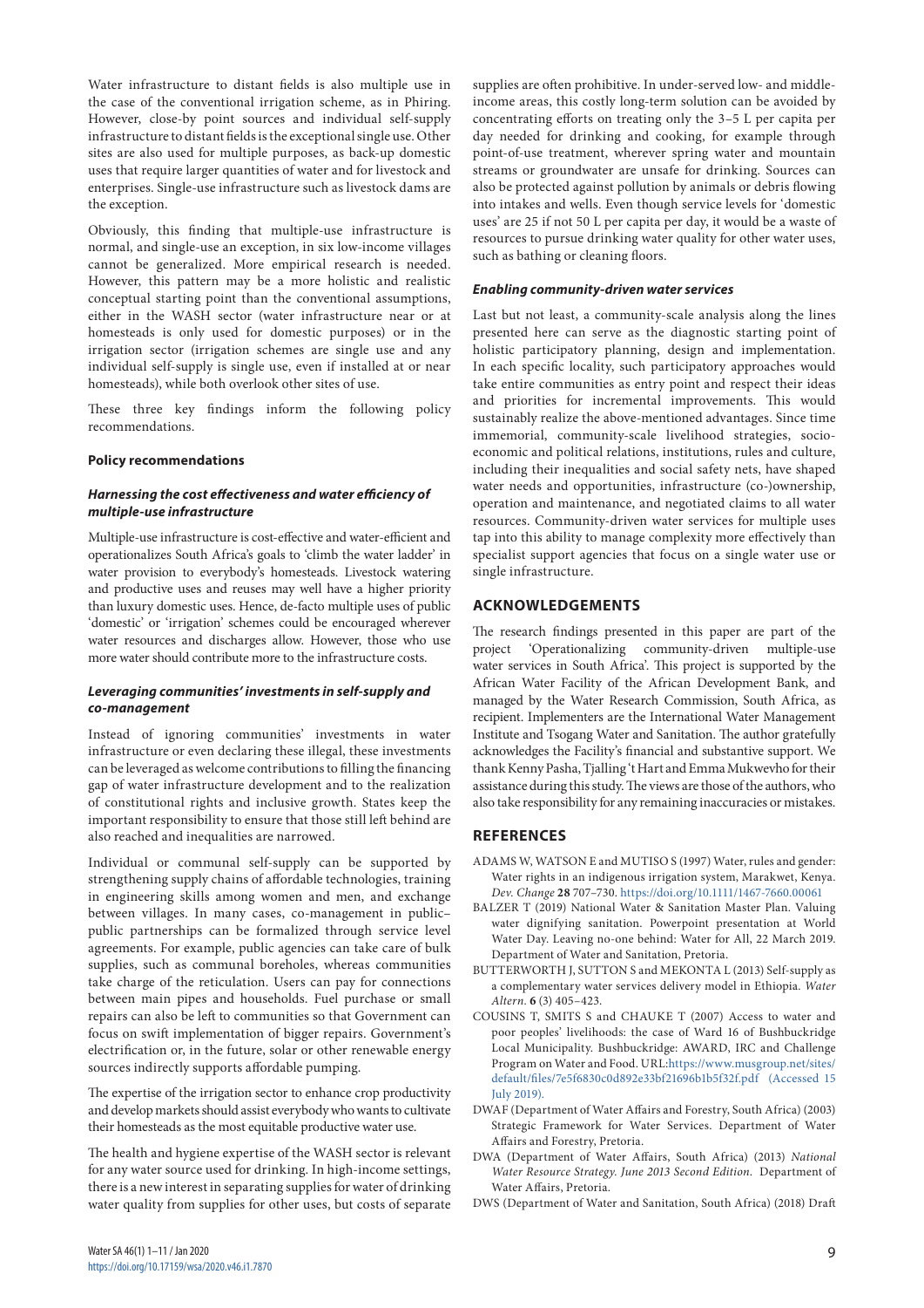Water infrastructure to distant fields is also multiple use in the case of the conventional irrigation scheme, as in Phiring. However, close-by point sources and individual self-supply infrastructure to distant fields is the exceptional single use. Other sites are also used for multiple purposes, as back-up domestic uses that require larger quantities of water and for livestock and enterprises. Single-use infrastructure such as livestock dams are the exception.

Obviously, this finding that multiple-use infrastructure is normal, and single-use an exception, in six low-income villages cannot be generalized. More empirical research is needed. However, this pattern may be a more holistic and realistic conceptual starting point than the conventional assumptions, either in the WASH sector (water infrastructure near or at homesteads is only used for domestic purposes) or in the irrigation sector (irrigation schemes are single use and any individual self-supply is single use, even if installed at or near homesteads), while both overlook other sites of use.

These three key findings inform the following policy recommendations.

### Policy recommendations

#### *Harnessing the cost effectiveness and water efficiency of multiple-use infrastructure*

Multiple-use infrastructure is cost-effective and water-efficient and operationalizes South Africa's goals to 'climb the water ladder' in water provision to everybody's homesteads. Livestock watering and productive uses and reuses may well have a higher priority than luxury domestic uses. Hence, de-facto multiple uses of public 'domestic' or 'irrigation' schemes could be encouraged wherever water resources and discharges allow. However, those who use more water should contribute more to the infrastructure costs.

#### *Leveraging communities' investments in self-supply and co-management*

Instead of ignoring communities' investments in water infrastructure or even declaring these illegal, these investments can be leveraged as welcome contributions to filling the financing gap of water infrastructure development and to the realization of constitutional rights and inclusive growth. States keep the important responsibility to ensure that those still left behind are also reached and inequalities are narrowed.

Individual or communal self-supply can be supported by strengthening supply chains of affordable technologies, training in engineering skills among women and men, and exchange between villages. In many cases, co-management in public–public partnerships can be formalized through service level agreements. For example, public agencies can take care of bulk supplies, such as communal boreholes, whereas communities take charge of the reticulation. Users can pay for connections between main pipes and households. Fuel purchase or small repairs can also be left to communities so that Government can focus on swift implementation of bigger repairs. Government's electrification or, in the future, solar or other renewable energy sources indirectly supports affordable pumping.

The expertise of the irrigation sector to enhance crop productivity and develop markets should assist everybody who wants to cultivate their homesteads as the most equitable productive water use.

The health and hygiene expertise of the WASH sector is relevant for any water source used for drinking. In high-income settings, there is a new interest in separating supplies for water of drinking water quality from supplies for other uses, but costs of separate supplies are often prohibitive. In under-served low- and middle-income areas, this costly long-term solution can be avoided by concentrating efforts on treating only the 3–5 L per capita per day needed for drinking and cooking, for example through point-of-use treatment, wherever spring water and mountain streams or groundwater are unsafe for drinking. Sources can also be protected against pollution by animals or debris flowing into intakes and wells. Even though service levels for 'domestic uses' are 25 if not 50 L per capita per day, it would be a waste of resources to pursue drinking water quality for other water uses, such as bathing or cleaning floors.

#### *Enabling community-driven water services*

Last but not least, a community-scale analysis along the lines presented here can serve as the diagnostic starting point of holistic participatory planning, design and implementation. In each specific locality, such participatory approaches would take entire communities as entry point and respect their ideas and priorities for incremental improvements. This would sustainably realize the above-mentioned advantages. Since time immemorial, community-scale livelihood strategies, socio-economic and political relations, institutions, rules and culture, including their inequalities and social safety nets, have shaped water needs and opportunities, infrastructure (co-)ownership, operation and maintenance, and negotiated claims to all water resources. Community-driven water services for multiple uses tap into this ability to manage complexity more effectively than specialist support agencies that focus on a single water use or single infrastructure.

## ACKNOWLEDGEMENTS

The research findings presented in this paper are part of the project 'Operationalizing community-driven multiple-use water services in South Africa'. This project is supported by the African Water Facility of the African Development Bank, and managed by the Water Research Commission, South Africa, as recipient. Implementers are the International Water Management Institute and Tsogang Water and Sanitation. The author gratefully acknowledges the Facility's financial and substantive support. We thank Kenny Pasha, Tjalling 't Hart and Emma Mukwevho for their assistance during this study. The views are those of the authors, who also take responsibility for any remaining inaccuracies or mistakes.

## REFERENCES

ADAMS W, WATSON E and MUTISO S (1997) Water, rules and gender: Water rights in an indigenous irrigation system, Marakwet, Kenya. *Dev. Change* **28** 707–730. https://doi.org/10.1111/1467-7660.00061

BALZER T (2019) National Water & Sanitation Master Plan. Valuing water dignifying sanitation. Powerpoint presentation at World Water Day. Leaving no-one behind: Water for All, 22 March 2019. Department of Water and Sanitation, Pretoria.

BUTTERWORTH J, SUTTON S and MEKONTA L (2013) Self-supply as a complementary water services delivery model in Ethiopia. *Water Altern.* **6** (3) 405–423.

COUSINS T, SMITS S and CHAUKE T (2007) Access to water and poor peoples' livelihoods: the case of Ward 16 of Bushbuckridge Local Municipality. Bushbuckridge: AWARD, IRC and Challenge Program on Water and Food. URL:https://www.musgroup.net/sites/default/files/7e5f6830c0d892e33bf21696b1b5f32f.pdf (Accessed 15 July 2019).

DWAF (Department of Water Affairs and Forestry, South Africa) (2003) Strategic Framework for Water Services. Department of Water Affairs and Forestry, Pretoria.

DWA (Department of Water Affairs, South Africa) (2013) *National Water Resource Strategy. June 2013 Second Edition.* Department of Water Affairs, Pretoria.

DWS (Department of Water and Sanitation, South Africa) (2018) Draft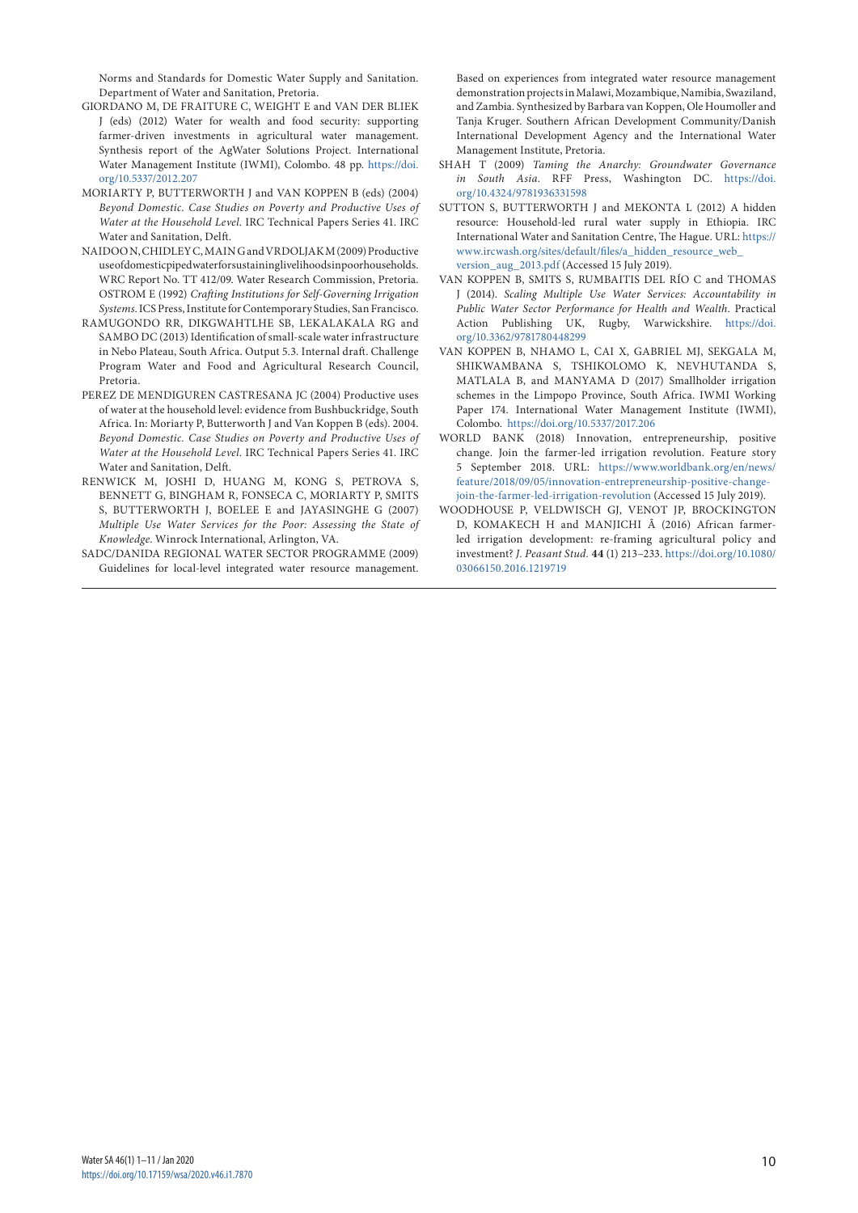Norms and Standards for Domestic Water Supply and Sanitation. Department of Water and Sanitation, Pretoria.

GIORDANO M, DE FRAITURE C, WEIGHT E and VAN DER BLIEK J (eds) (2012) Water for wealth and food security: supporting farmer-driven investments in agricultural water management. Synthesis report of the AgWater Solutions Project. International Water Management Institute (IWMI), Colombo. 48 pp. https://doi.org/10.5337/2012.207

MORIARTY P, BUTTERWORTH J and VAN KOPPEN B (eds) (2004) *Beyond Domestic. Case Studies on Poverty and Productive Uses of Water at the Household Level*. IRC Technical Papers Series 41. IRC Water and Sanitation, Delft.

NAIDOO N, CHIDLEY C, MAIN G and VRDOLJAK M (2009) Productive use of domestic piped water for sustaining livelihoods in poor households. WRC Report No. TT 412/09. Water Research Commission, Pretoria.

OSTROM E (1992) *Crafting Institutions for Self-Governing Irrigation Systems*. ICS Press, Institute for Contemporary Studies, San Francisco.

RAMUGONDO RR, DIKGWAHTLHE SB, LEKALAKALA RG and SAMBO DC (2013) Identification of small-scale water infrastructure in Nebo Plateau, South Africa. Output 5.3. Internal draft. Challenge Program Water and Food and Agricultural Research Council, Pretoria.

PEREZ DE MENDIGUREN CASTRESANA JC (2004) Productive uses of water at the household level: evidence from Bushbuckridge, South Africa. In: Moriarty P, Butterworth J and Van Koppen B (eds). 2004. *Beyond Domestic. Case Studies on Poverty and Productive Uses of Water at the Household Level*. IRC Technical Papers Series 41. IRC Water and Sanitation, Delft.

RENWICK M, JOSHI D, HUANG M, KONG S, PETROVA S, BENNETT G, BINGHAM R, FONSECA C, MORIARTY P, SMITS S, BUTTERWORTH J, BOELEE E and JAYASINGHE G (2007) *Multiple Use Water Services for the Poor: Assessing the State of Knowledge*. Winrock International, Arlington, VA.

SADC/DANIDA REGIONAL WATER SECTOR PROGRAMME (2009) Guidelines for local-level integrated water resource management. Based on experiences from integrated water resource management demonstration projects in Malawi, Mozambique, Namibia, Swaziland, and Zambia. Synthesized by Barbara van Koppen, Ole Houmoller and Tanja Kruger. Southern African Development Community/Danish International Development Agency and the International Water Management Institute, Pretoria.

SHAH T (2009) *Taming the Anarchy: Groundwater Governance in South Asia*. RFF Press, Washington DC. https://doi.org/10.4324/9781936331598

SUTTON S, BUTTERWORTH J and MEKONTA L (2012) A hidden resource: Household-led rural water supply in Ethiopia. IRC International Water and Sanitation Centre, The Hague. URL: https://www.ircwash.org/sites/default/files/a_hidden_resource_web_version_aug_2013.pdf (Accessed 15 July 2019).

VAN KOPPEN B, SMITS S, RUMBAITIS DEL RÍO C and THOMAS J (2014). *Scaling Multiple Use Water Services: Accountability in Public Water Sector Performance for Health and Wealth*. Practical Action Publishing UK, Rugby, Warwickshire. https://doi.org/10.3362/9781780448299

VAN KOPPEN B, NHAMO L, CAI X, GABRIEL MJ, SEKGALA M, SHIKWAMBANA S, TSHIKOLOMO K, NEVHUTANDA S, MATLALA B, and MANYAMA D (2017) Smallholder irrigation schemes in the Limpopo Province, South Africa. IWMI Working Paper 174. International Water Management Institute (IWMI), Colombo. https://doi.org/10.5337/2017.206

WORLD BANK (2018) Innovation, entrepreneurship, positive change. Join the farmer-led irrigation revolution. Feature story 5 September 2018. URL: https://www.worldbank.org/en/news/feature/2018/09/05/innovation-entrepreneurship-positive-change-join-the-farmer-led-irrigation-revolution (Accessed 15 July 2019).

WOODHOUSE P, VELDWISCH GJ, VENOT JP, BROCKINGTON D, KOMAKECH H and MANJICHI Â (2016) African farmer-led irrigation development: re-framing agricultural policy and investment? *J. Peasant Stud.* **44** (1) 213–233. https://doi.org/10.1080/03066150.2016.1219719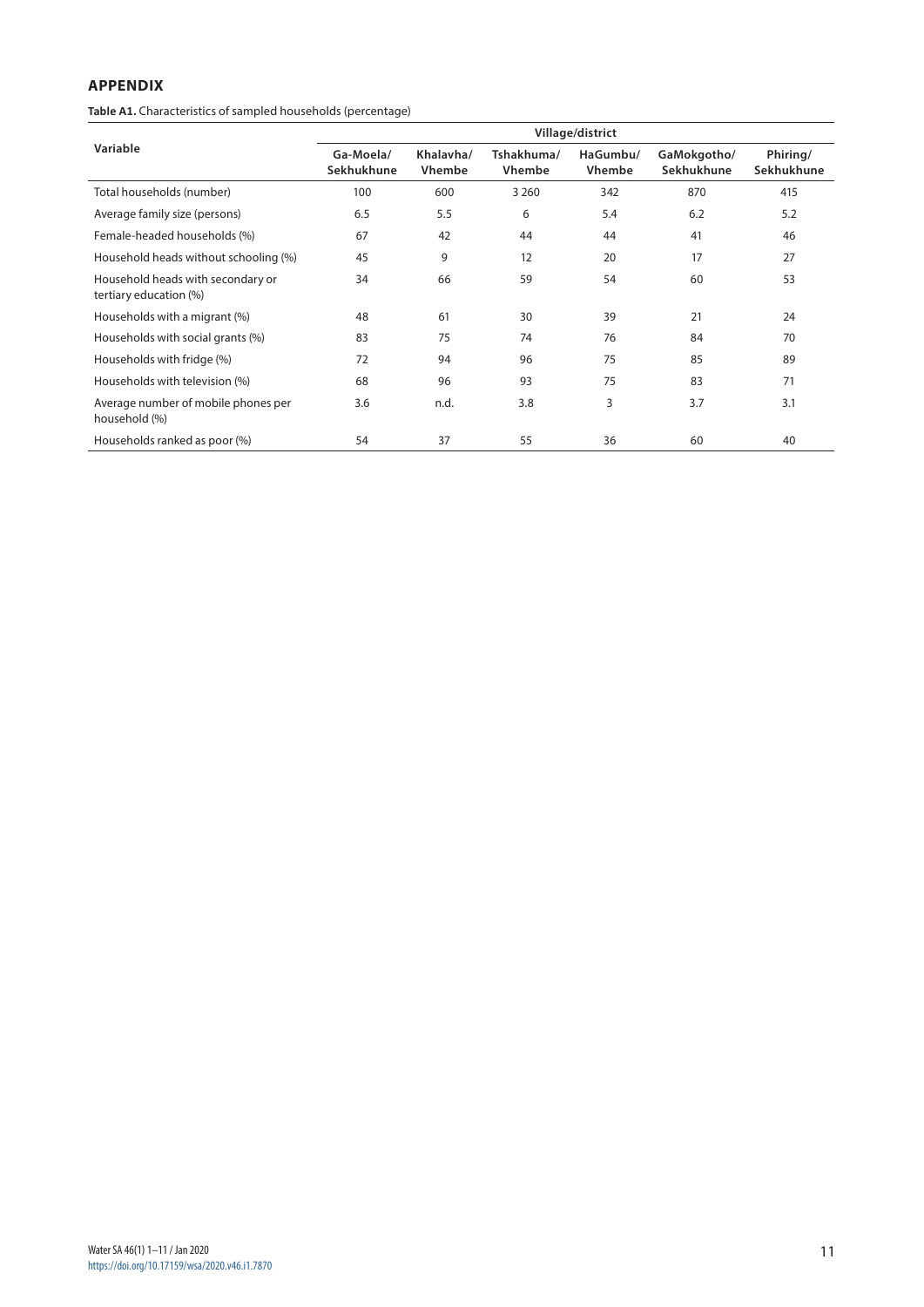## APPENDIX

**Table A1.** Characteristics of sampled households (percentage)

| Variable | Village/district | | | | | |
|---|---|---|---|---|---|---|
| | Ga-Moela/ Sekhukhune | Khalavha/ Vhembe | Tshakhuma/ Vhembe | HaGumbu/ Vhembe | GaMokgotho/ Sekhukhune | Phiring/ Sekhukhune |
| Total households (number) | 100 | 600 | 3 260 | 342 | 870 | 415 |
| Average family size (persons) | 6.5 | 5.5 | 6 | 5.4 | 6.2 | 5.2 |
| Female-headed households (%) | 67 | 42 | 44 | 44 | 41 | 46 |
| Household heads without schooling (%) | 45 | 9 | 12 | 20 | 17 | 27 |
| Household heads with secondary or tertiary education (%) | 34 | 66 | 59 | 54 | 60 | 53 |
| Households with a migrant (%) | 48 | 61 | 30 | 39 | 21 | 24 |
| Households with social grants (%) | 83 | 75 | 74 | 76 | 84 | 70 |
| Households with fridge (%) | 72 | 94 | 96 | 75 | 85 | 89 |
| Households with television (%) | 68 | 96 | 93 | 75 | 83 | 71 |
| Average number of mobile phones per household (%) | 3.6 | n.d. | 3.8 | 3 | 3.7 | 3.1 |
| Households ranked as poor (%) | 54 | 37 | 55 | 36 | 60 | 40 |